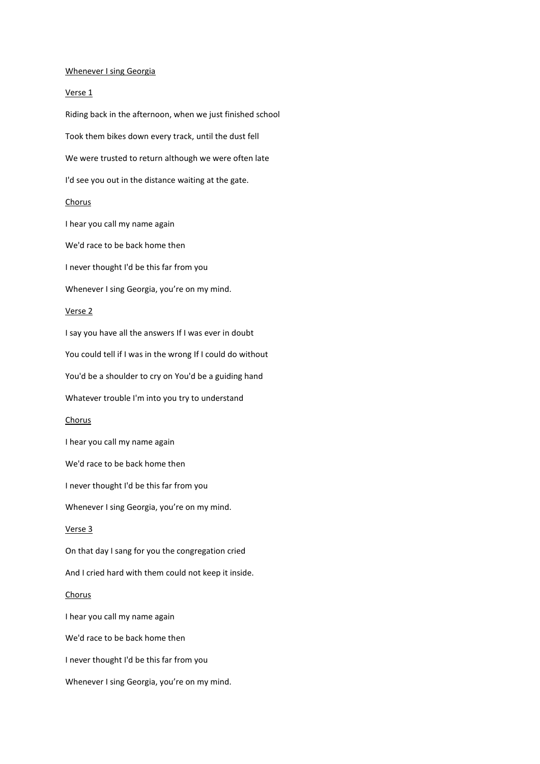<u>Whenever I sing Georgia</u>

<u>Verse 1</u>

Riding back in the afternoon, when we just finished school

Took them bikes down every track, until the dust fell

We were trusted to return although we were often late

I'd see you out in the distance waiting at the gate.

<u>Chorus</u>

I hear you call my name again

We'd race to be back home then

I never thought I'd be this far from you

Whenever I sing Georgia, you're on my mind.

<u>Verse 2</u>

I say you have all the answers If I was ever in doubt

You could tell if I was in the wrong If I could do without

You'd be a shoulder to cry on You'd be a guiding hand

Whatever trouble I'm into you try to understand

<u>Chorus</u>

I hear you call my name again

We'd race to be back home then

I never thought I'd be this far from you

Whenever I sing Georgia, you're on my mind.

<u>Verse 3</u>

On that day I sang for you the congregation cried

And I cried hard with them could not keep it inside.

<u>Chorus</u>

I hear you call my name again

We'd race to be back home then

I never thought I'd be this far from you

Whenever I sing Georgia, you're on my mind.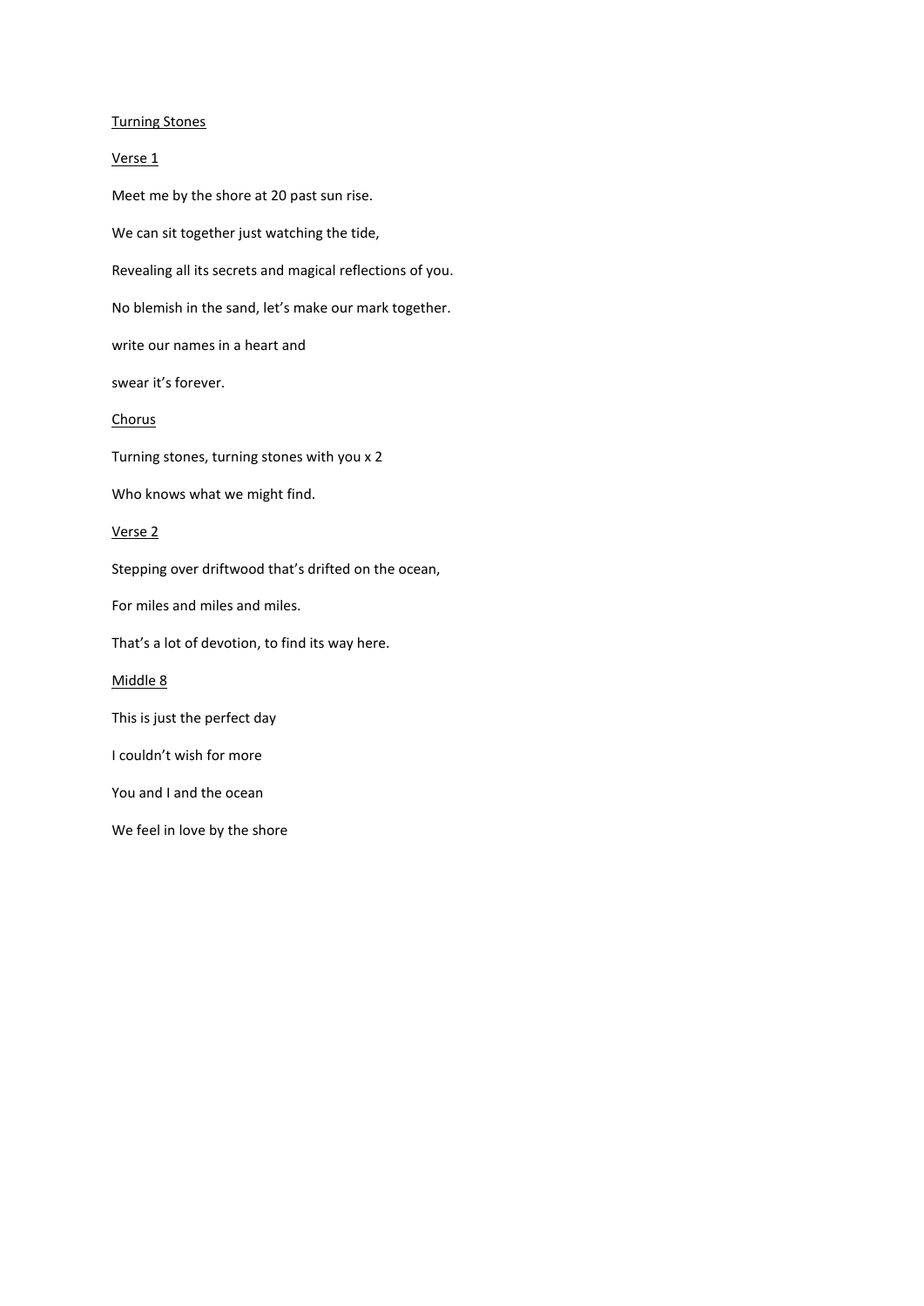Turning Stones

Verse 1

Meet me by the shore at 20 past sun rise.

We can sit together just watching the tide,

Revealing all its secrets and magical reflections of you.

No blemish in the sand, let's make our mark together.

write our names in a heart and

swear it's forever.

Chorus

Turning stones, turning stones with you x 2

Who knows what we might find.

Verse 2

Stepping over driftwood that's drifted on the ocean,

For miles and miles and miles.

That's a lot of devotion, to find its way here.

Middle 8

This is just the perfect day

I couldn't wish for more

You and I and the ocean

We feel in love by the shore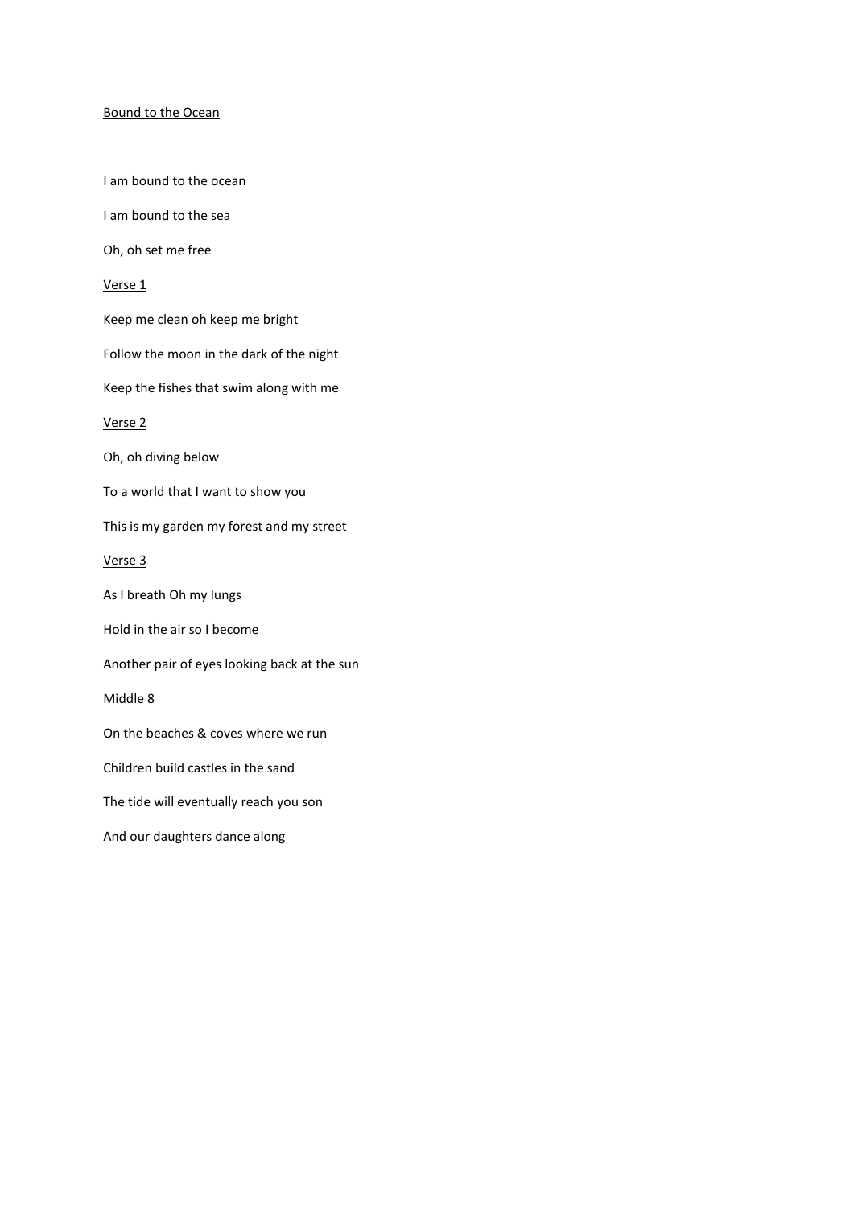Bound to the Ocean

I am bound to the ocean

I am bound to the sea

Oh, oh set me free

Verse 1

Keep me clean oh keep me bright

Follow the moon in the dark of the night

Keep the fishes that swim along with me

Verse 2

Oh, oh diving below

To a world that I want to show you

This is my garden my forest and my street

Verse 3

As I breath Oh my lungs

Hold in the air so I become

Another pair of eyes looking back at the sun

Middle 8

On the beaches & coves where we run

Children build castles in the sand

The tide will eventually reach you son

And our daughters dance along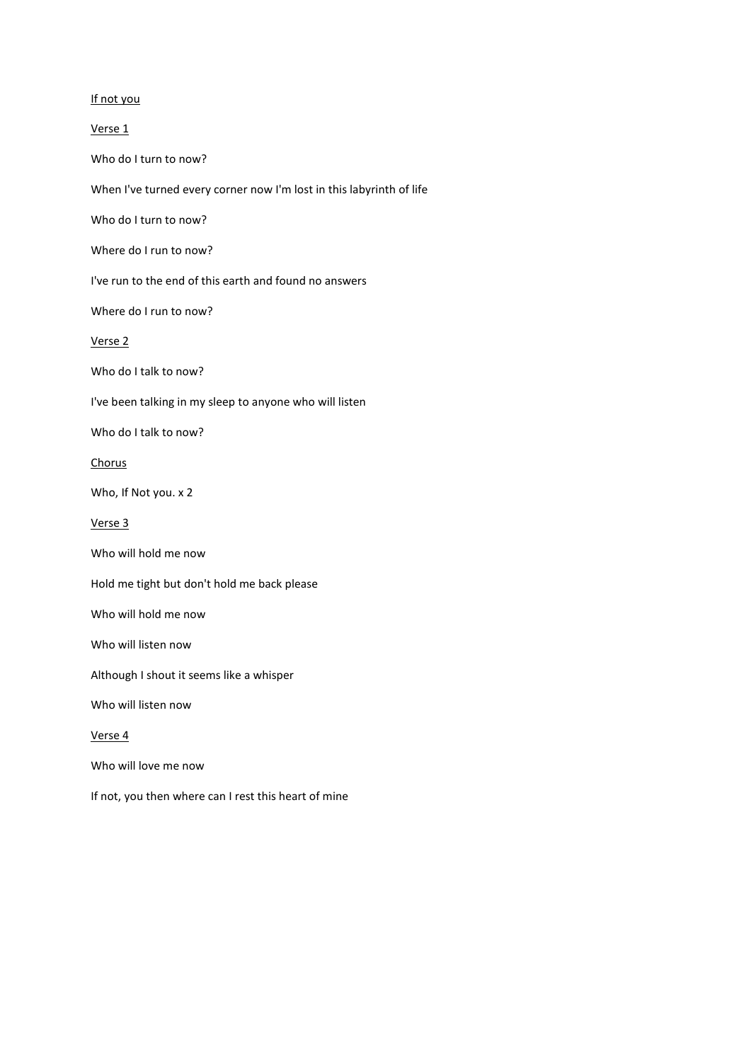<u>If not you</u>

<u>Verse 1</u>

Who do I turn to now?

When I've turned every corner now I'm lost in this labyrinth of life

Who do I turn to now?

Where do I run to now?

I've run to the end of this earth and found no answers

Where do I run to now?

<u>Verse 2</u>

Who do I talk to now?

I've been talking in my sleep to anyone who will listen

Who do I talk to now?

<u>Chorus</u>

Who, If Not you. x 2

<u>Verse 3</u>

Who will hold me now

Hold me tight but don't hold me back please

Who will hold me now

Who will listen now

Although I shout it seems like a whisper

Who will listen now

<u>Verse 4</u>

Who will love me now

If not, you then where can I rest this heart of mine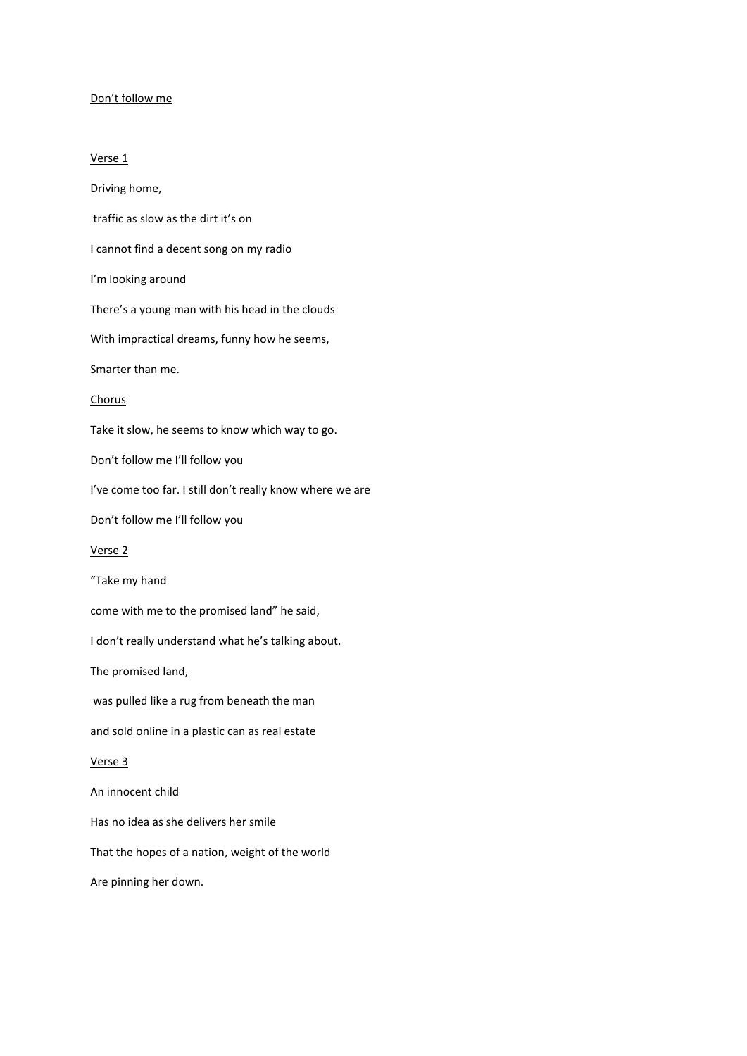Don't follow me

Verse 1

Driving home,

traffic as slow as the dirt it's on

I cannot find a decent song on my radio

I'm looking around

There's a young man with his head in the clouds

With impractical dreams, funny how he seems,

Smarter than me.

Chorus

Take it slow, he seems to know which way to go.

Don't follow me I'll follow you

I've come too far. I still don't really know where we are

Don't follow me I'll follow you

Verse 2

"Take my hand

come with me to the promised land" he said,

I don't really understand what he's talking about.

The promised land,

was pulled like a rug from beneath the man

and sold online in a plastic can as real estate

Verse 3

An innocent child

Has no idea as she delivers her smile

That the hopes of a nation, weight of the world

Are pinning her down.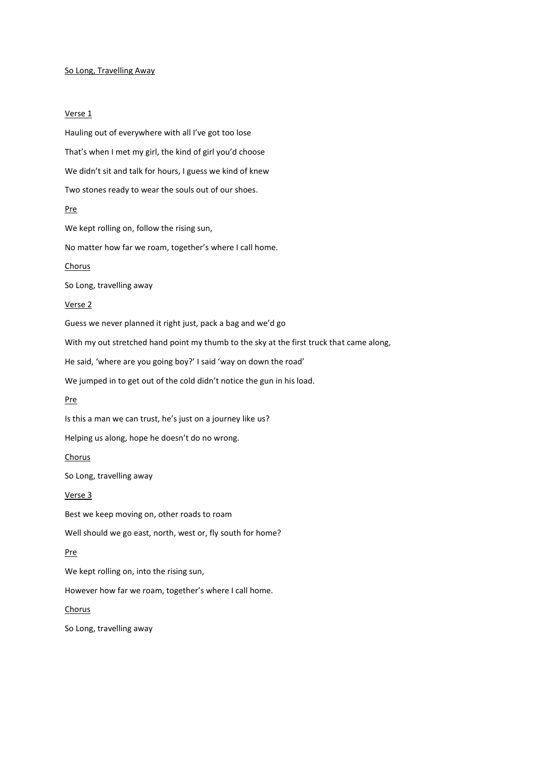<u>So Long, Travelling Away</u>

<u>Verse 1</u>

Hauling out of everywhere with all I've got too lose

That's when I met my girl, the kind of girl you'd choose

We didn't sit and talk for hours, I guess we kind of knew

Two stones ready to wear the souls out of our shoes.

<u>Pre</u>

We kept rolling on, follow the rising sun,

No matter how far we roam, together's where I call home.

<u>Chorus</u>

So Long, travelling away

<u>Verse 2</u>

Guess we never planned it right just, pack a bag and we'd go

With my out stretched hand point my thumb to the sky at the first truck that came along,

He said, 'where are you going boy?' I said 'way on down the road'

We jumped in to get out of the cold didn't notice the gun in his load.

<u>Pre</u>

Is this a man we can trust, he's just on a journey like us?

Helping us along, hope he doesn't do no wrong.

<u>Chorus</u>

So Long, travelling away

<u>Verse 3</u>

Best we keep moving on, other roads to roam

Well should we go east, north, west or, fly south for home?

<u>Pre</u>

We kept rolling on, into the rising sun,

However how far we roam, together's where I call home.

<u>Chorus</u>

So Long, travelling away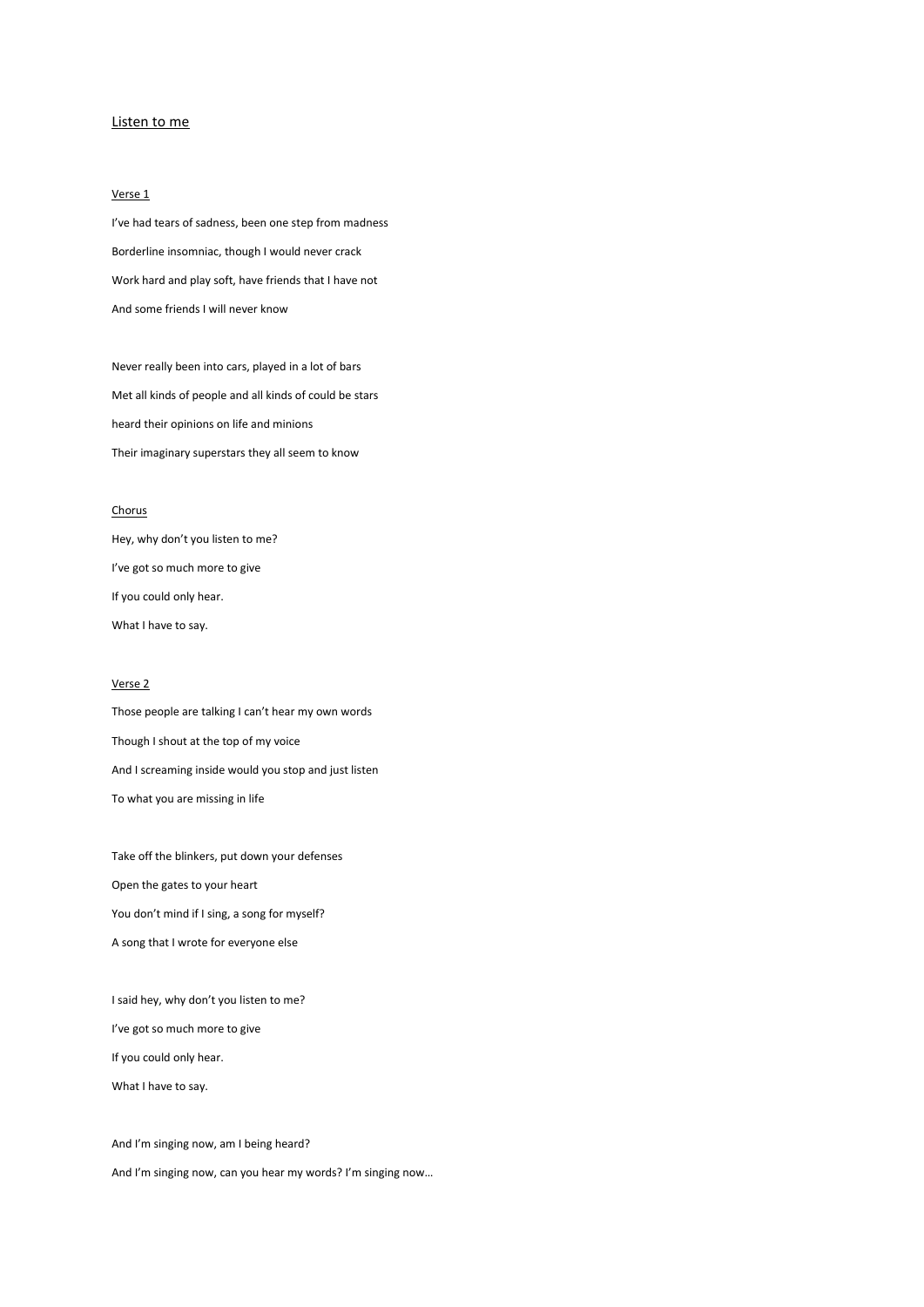Listen to me

Verse 1

I've had tears of sadness, been one step from madness

Borderline insomniac, though I would never crack

Work hard and play soft, have friends that I have not

And some friends I will never know

Never really been into cars, played in a lot of bars

Met all kinds of people and all kinds of could be stars

heard their opinions on life and minions

Their imaginary superstars they all seem to know

Chorus

Hey, why don't you listen to me?

I've got so much more to give

If you could only hear.

What I have to say.

Verse 2

Those people are talking I can't hear my own words

Though I shout at the top of my voice

And I screaming inside would you stop and just listen

To what you are missing in life

Take off the blinkers, put down your defenses

Open the gates to your heart

You don't mind if I sing, a song for myself?

A song that I wrote for everyone else

I said hey, why don't you listen to me?

I've got so much more to give

If you could only hear.

What I have to say.

And I'm singing now, am I being heard?

And I'm singing now, can you hear my words? I'm singing now…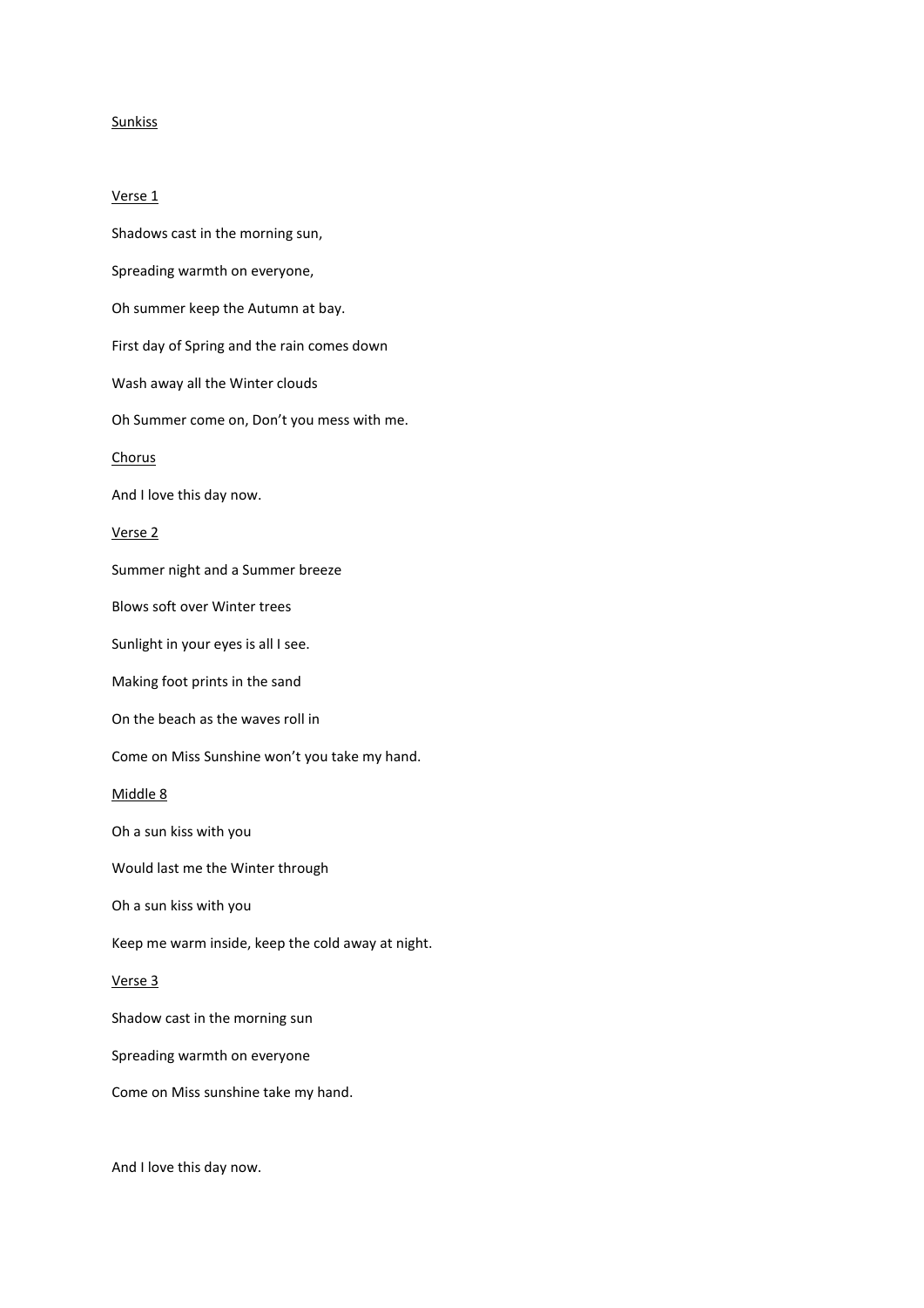Sunkiss

Verse 1

Shadows cast in the morning sun,

Spreading warmth on everyone,

Oh summer keep the Autumn at bay.

First day of Spring and the rain comes down

Wash away all the Winter clouds

Oh Summer come on, Don't you mess with me.

Chorus

And I love this day now.

Verse 2

Summer night and a Summer breeze

Blows soft over Winter trees

Sunlight in your eyes is all I see.

Making foot prints in the sand

On the beach as the waves roll in

Come on Miss Sunshine won't you take my hand.

Middle 8

Oh a sun kiss with you

Would last me the Winter through

Oh a sun kiss with you

Keep me warm inside, keep the cold away at night.

Verse 3

Shadow cast in the morning sun

Spreading warmth on everyone

Come on Miss sunshine take my hand.

And I love this day now.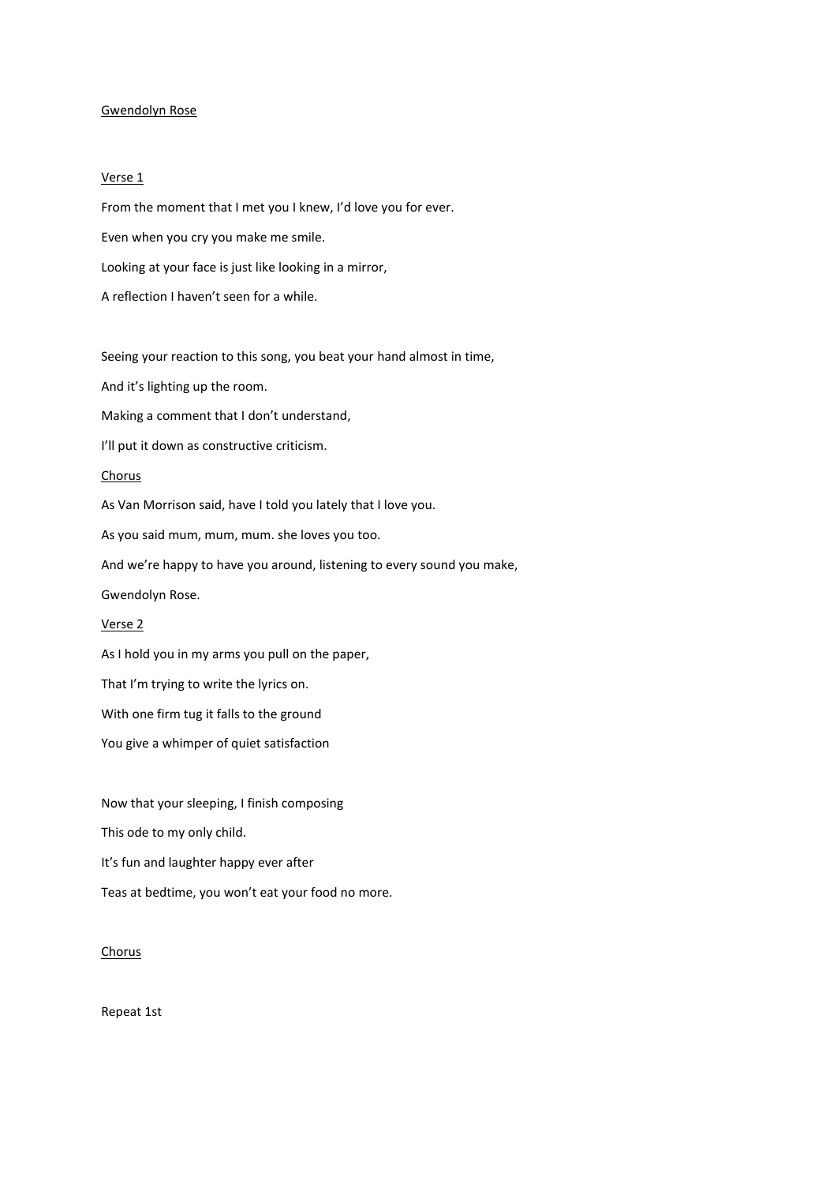Gwendolyn Rose

Verse 1

From the moment that I met you I knew, I'd love you for ever.

Even when you cry you make me smile.

Looking at your face is just like looking in a mirror,

A reflection I haven't seen for a while.

Seeing your reaction to this song, you beat your hand almost in time,

And it's lighting up the room.

Making a comment that I don't understand,

I'll put it down as constructive criticism.

Chorus

As Van Morrison said, have I told you lately that I love you.

As you said mum, mum, mum. she loves you too.

And we're happy to have you around, listening to every sound you make,

Gwendolyn Rose.

Verse 2

As I hold you in my arms you pull on the paper,

That I'm trying to write the lyrics on.

With one firm tug it falls to the ground

You give a whimper of quiet satisfaction

Now that your sleeping, I finish composing

This ode to my only child.

It's fun and laughter happy ever after

Teas at bedtime, you won't eat your food no more.

Chorus

Repeat 1st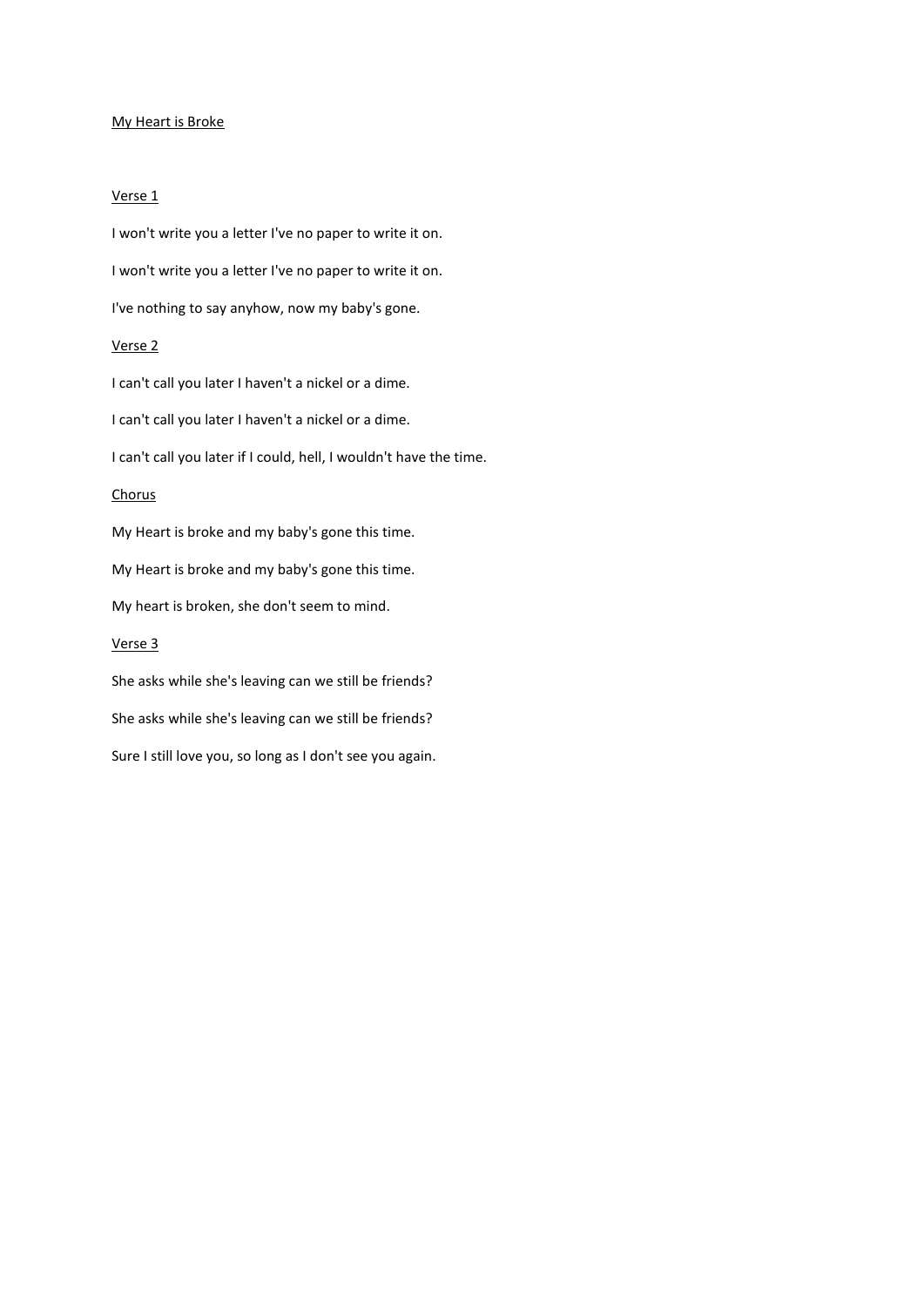# My Heart is Broke

## Verse 1

I won't write you a letter I've no paper to write it on.

I won't write you a letter I've no paper to write it on.

I've nothing to say anyhow, now my baby's gone.

## Verse 2

I can't call you later I haven't a nickel or a dime.

I can't call you later I haven't a nickel or a dime.

I can't call you later if I could, hell, I wouldn't have the time.

## Chorus

My Heart is broke and my baby's gone this time.

My Heart is broke and my baby's gone this time.

My heart is broken, she don't seem to mind.

## Verse 3

She asks while she's leaving can we still be friends?

She asks while she's leaving can we still be friends?

Sure I still love you, so long as I don't see you again.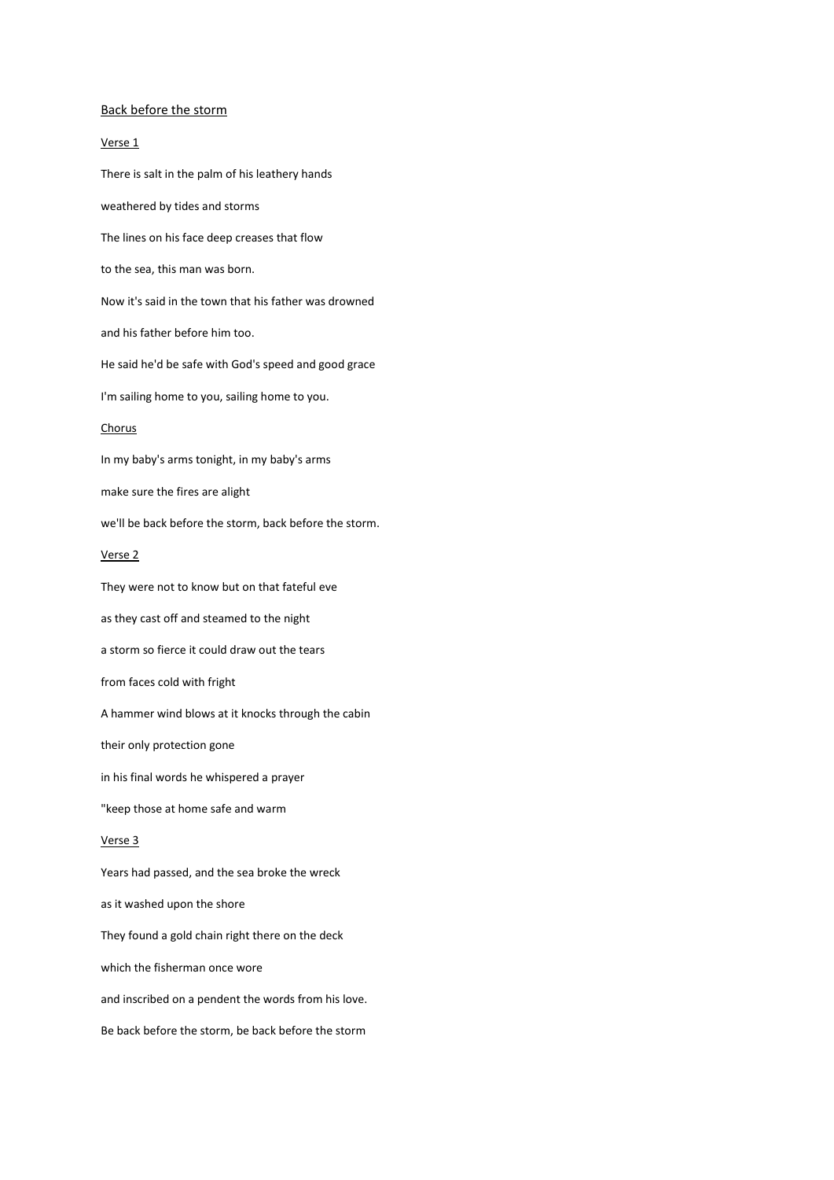<u>Back before the storm</u>

<u>Verse 1</u>

There is salt in the palm of his leathery hands

weathered by tides and storms

The lines on his face deep creases that flow

to the sea, this man was born.

Now it's said in the town that his father was drowned

and his father before him too.

He said he'd be safe with God's speed and good grace

I'm sailing home to you, sailing home to you.

<u>Chorus</u>

In my baby's arms tonight, in my baby's arms

make sure the fires are alight

we'll be back before the storm, back before the storm.

<u>Verse 2</u>

They were not to know but on that fateful eve

as they cast off and steamed to the night

a storm so fierce it could draw out the tears

from faces cold with fright

A hammer wind blows at it knocks through the cabin

their only protection gone

in his final words he whispered a prayer

"keep those at home safe and warm

<u>Verse 3</u>

Years had passed, and the sea broke the wreck

as it washed upon the shore

They found a gold chain right there on the deck

which the fisherman once wore

and inscribed on a pendent the words from his love.

Be back before the storm, be back before the storm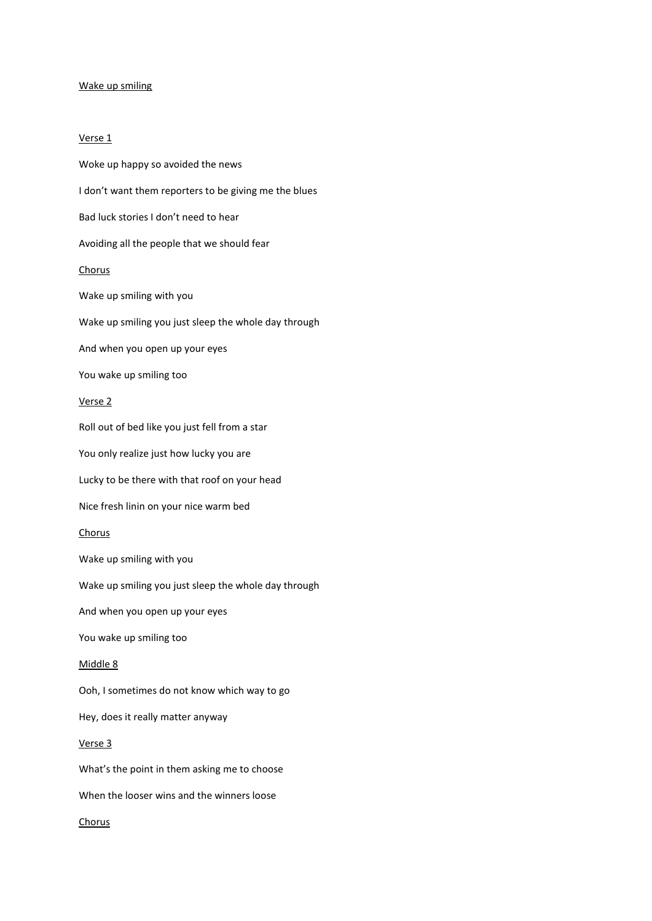Wake up smiling

Verse 1

Woke up happy so avoided the news

I don't want them reporters to be giving me the blues

Bad luck stories I don't need to hear

Avoiding all the people that we should fear

Chorus

Wake up smiling with you

Wake up smiling you just sleep the whole day through

And when you open up your eyes

You wake up smiling too

Verse 2

Roll out of bed like you just fell from a star

You only realize just how lucky you are

Lucky to be there with that roof on your head

Nice fresh linin on your nice warm bed

Chorus

Wake up smiling with you

Wake up smiling you just sleep the whole day through

And when you open up your eyes

You wake up smiling too

Middle 8

Ooh, I sometimes do not know which way to go

Hey, does it really matter anyway

Verse 3

What's the point in them asking me to choose

When the looser wins and the winners loose

Chorus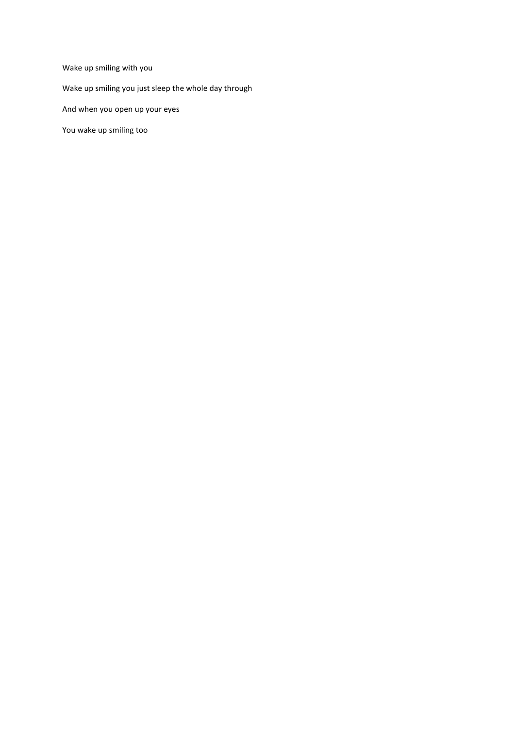Wake up smiling with you

Wake up smiling you just sleep the whole day through

And when you open up your eyes

You wake up smiling too